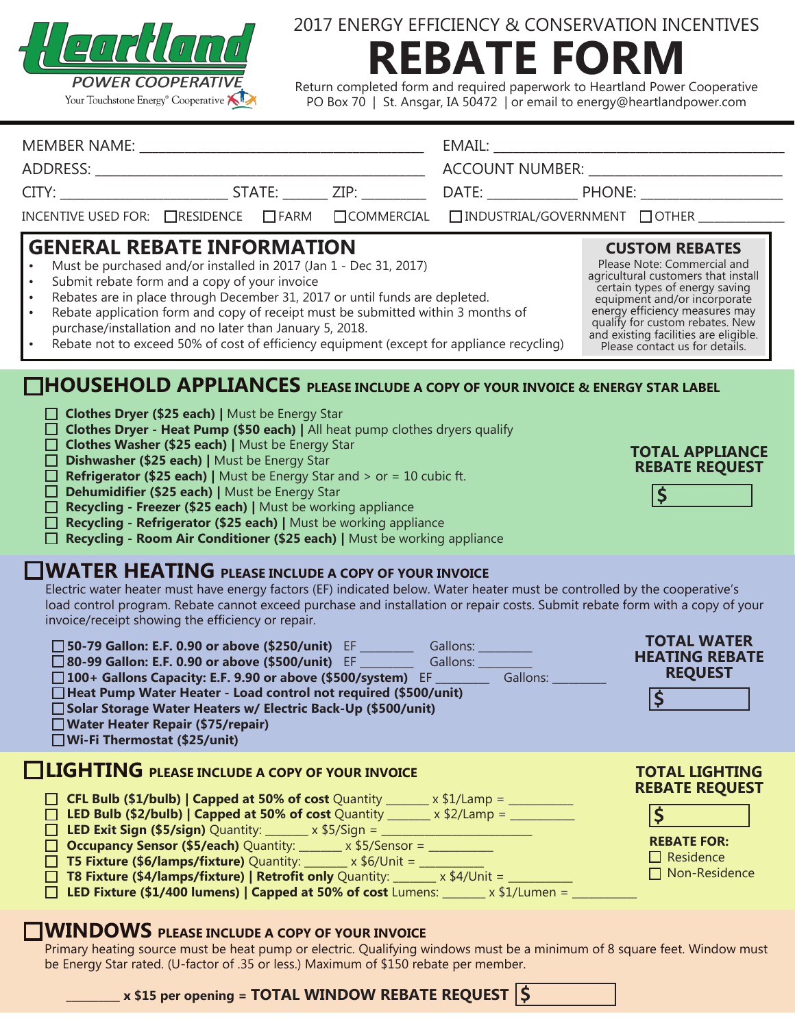**Heartland POWER COOPERATIVE**
Your Touchstone Energy® Cooperative

# 2017 ENERGY EFFICIENCY & CONSERVATION INCENTIVES
# REBATE FORM

Return completed form and required paperwork to Heartland Power Cooperative
PO Box 70 | St. Ansgar, IA 50472 | or email to energy@heartlandpower.com

MEMBER NAME: ______________________________ EMAIL: ______________________________

ADDRESS: ______________________________ ACCOUNT NUMBER: ______________________________

CITY: ____________ STATE: ______ ZIP: ________ DATE: ____________ PHONE: ____________

INCENTIVE USED FOR: ☐ RESIDENCE ☐ FARM ☐ COMMERCIAL ☐ INDUSTRIAL/GOVERNMENT ☐ OTHER ____________

## GENERAL REBATE INFORMATION

- Must be purchased and/or installed in 2017 (Jan 1 - Dec 31, 2017)
- Submit rebate form and a copy of your invoice
- Rebates are in place through December 31, 2017 or until funds are depleted.
- Rebate application form and copy of receipt must be submitted within 3 months of purchase/installation and no later than January 5, 2018.
- Rebate not to exceed 50% of cost of efficiency equipment (except for appliance recycling)

### CUSTOM REBATES

Please Note: Commercial and agricultural customers that install certain types of energy saving equipment and/or incorporate energy efficiency measures may qualify for custom rebates. New and existing facilities are eligible. Please contact us for details.

## ☐ HOUSEHOLD APPLIANCES PLEASE INCLUDE A COPY OF YOUR INVOICE & ENERGY STAR LABEL

- ☐ **Clothes Dryer ($25 each) |** Must be Energy Star
- ☐ **Clothes Dryer - Heat Pump ($50 each) |** All heat pump clothes dryers qualify
- ☐ **Clothes Washer ($25 each) |** Must be Energy Star
- ☐ **Dishwasher ($25 each) |** Must be Energy Star
- ☐ **Refrigerator ($25 each) |** Must be Energy Star and > or = 10 cubic ft.
- ☐ **Dehumidifier ($25 each) |** Must be Energy Star
- ☐ **Recycling - Freezer ($25 each) |** Must be working appliance
- ☐ **Recycling - Refrigerator ($25 each) |** Must be working appliance
- ☐ **Recycling - Room Air Conditioner ($25 each) |** Must be working appliance

**TOTAL APPLIANCE REBATE REQUEST** $ ________

## ☐ WATER HEATING PLEASE INCLUDE A COPY OF YOUR INVOICE

Electric water heater must have energy factors (EF) indicated below. Water heater must be controlled by the cooperative's load control program. Rebate cannot exceed purchase and installation or repair costs. Submit rebate form with a copy of your invoice/receipt showing the efficiency or repair.

- ☐ **50-79 Gallon: E.F. 0.90 or above ($250/unit)** EF ________ Gallons: ________
- ☐ **80-99 Gallon: E.F. 0.90 or above ($500/unit)** EF ________ Gallons: ________
- ☐ **100+ Gallons Capacity: E.F. 9.90 or above ($500/system)** EF ________ Gallons: ________
- ☐ **Heat Pump Water Heater - Load control not required ($500/unit)**
- ☐ **Solar Storage Water Heaters w/ Electric Back-Up ($500/unit)**
- ☐ **Water Heater Repair ($75/repair)**
- ☐ **Wi-Fi Thermostat ($25/unit)**

**TOTAL WATER HEATING REBATE REQUEST** $ ________

## ☐ LIGHTING PLEASE INCLUDE A COPY OF YOUR INVOICE

- ☐ **CFL Bulb ($1/bulb) | Capped at 50% of cost** Quantity ______ x $1/Lamp = ________
- ☐ **LED Bulb ($2/bulb) | Capped at 50% of cost** Quantity ______ x $2/Lamp = ________
- ☐ **LED Exit Sign ($5/sign)** Quantity: ______ x $5/Sign = ________
- ☐ **Occupancy Sensor ($5/each)** Quantity: ______ x $5/Sensor = ________
- ☐ **T5 Fixture ($6/lamps/fixture)** Quantity: ______ x $6/Unit = ________
- ☐ **T8 Fixture ($4/lamps/fixture) | Retrofit only** Quantity: ______ x $4/Unit = ________
- ☐ **LED Fixture ($1/400 lumens) | Capped at 50% of cost** Lumens: ______ x $1/Lumen = ________

**TOTAL LIGHTING REBATE REQUEST** $ ________

**REBATE FOR:**
☐ Residence
☐ Non-Residence

## ☐ WINDOWS PLEASE INCLUDE A COPY OF YOUR INVOICE

Primary heating source must be heat pump or electric. Qualifying windows must be a minimum of 8 square feet. Window must be Energy Star rated. (U-factor of .35 or less.) Maximum of $150 rebate per member.

________ **x $15 per opening = TOTAL WINDOW REBATE REQUEST** $ ________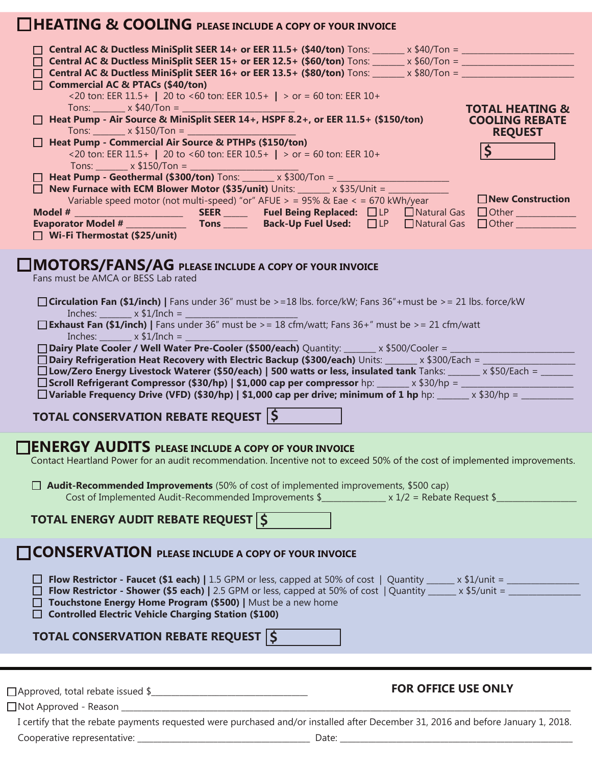## ☐ HEATING & COOLING PLEASE INCLUDE A COPY OF YOUR INVOICE

- ☐ **Central AC & Ductless MiniSplit SEER 14+ or EER 11.5+ ($40/ton)** Tons: _______ x $40/Ton = ________________________
- ☐ **Central AC & Ductless MiniSplit SEER 15+ or EER 12.5+ ($60/ton)** Tons: _______ x $60/Ton = ________________________
- ☐ **Central AC & Ductless MiniSplit SEER 16+ or EER 13.5+ ($80/ton)** Tons: _______ x $80/Ton = ________________________
- ☐ **Commercial AC & PTACs ($40/ton)**
  <20 ton: EER 11.5+ | 20 to <60 ton: EER 10.5+ | > or = 60 ton: EER 10+
  Tons: _______ x $40/Ton = ________________________
- ☐ **Heat Pump - Air Source & MiniSplit SEER 14+, HSPF 8.2+, or EER 11.5+ ($150/ton)**
  Tons: _______ x $150/Ton = ________________________
- ☐ **Heat Pump - Commercial Air Source & PTHPs ($150/ton)**
  <20 ton: EER 11.5+ | 20 to <60 ton: EER 10.5+ | > or = 60 ton: EER 10+
  Tons: _______ x $150/Ton = ________________________
- ☐ **Heat Pump - Geothermal ($300/ton)** Tons: _______ x $300/Ton = ________________________
- ☐ **New Furnace with ECM Blower Motor ($35/unit)** Units: _______ x $35/Unit = ____________
  Variable speed motor (not multi-speed) "or" AFUE > = 95% & Eae < = 670 kWh/year

**TOTAL HEATING & COOLING REBATE REQUEST** $__________

☐ **New Construction**

**Model #** ________________________ **SEER** _____ **Fuel Being Replaced:** ☐ LP ☐ Natural Gas ☐ Other ____________

**Evaporator Model #** _____________ **Tons** _____ **Back-Up Fuel Used:** ☐ LP ☐ Natural Gas ☐ Other ____________

- ☐ **Wi-Fi Thermostat ($25/unit)**

## ☐ MOTORS/FANS/AG PLEASE INCLUDE A COPY OF YOUR INVOICE

Fans must be AMCA or BESS Lab rated

- ☐ **Circulation Fan ($1/inch) |** Fans under 36" must be >=18 lbs. force/kW; Fans 36"+must be >= 21 lbs. force/kW
  Inches: _______ x $1/Inch = ________________________
- ☐ **Exhaust Fan ($1/inch) |** Fans under 36" must be >= 18 cfm/watt; Fans 36+" must be >= 21 cfm/watt
  Inches: _______ x $1/Inch = ________________________
- ☐ **Dairy Plate Cooler / Well Water Pre-Cooler ($500/each)** Quantity: _______ x $500/Cooler = ________________________
- ☐ **Dairy Refrigeration Heat Recovery with Electric Backup ($300/each)** Units: _______ x $300/Each = ____________________
- ☐ **Low/Zero Energy Livestock Waterer ($50/each) | 500 watts or less, insulated tank** Tanks: _______ x $50/Each = _______
- ☐ **Scroll Refrigerant Compressor ($30/hp) | $1,000 cap per compressor** hp: _______ x $30/hp = ________________________
- ☐ **Variable Frequency Drive (VFD) ($30/hp) | $1,000 cap per drive; minimum of 1 hp** hp: _______ x $30/hp = ____________

**TOTAL CONSERVATION REBATE REQUEST** $__________

## ☐ ENERGY AUDITS PLEASE INCLUDE A COPY OF YOUR INVOICE

Contact Heartland Power for an audit recommendation. Incentive not to exceed 50% of the cost of implemented improvements.

- ☐ **Audit-Recommended Improvements** (50% of cost of implemented improvements, $500 cap)
  Cost of Implemented Audit-Recommended Improvements $______________ x 1/2 = Rebate Request $__________________

**TOTAL ENERGY AUDIT REBATE REQUEST** $__________

## ☐ CONSERVATION PLEASE INCLUDE A COPY OF YOUR INVOICE

- ☐ **Flow Restrictor - Faucet ($1 each) |** 1.5 GPM or less, capped at 50% of cost | Quantity ______ x $1/unit = ________________
- ☐ **Flow Restrictor - Shower ($5 each) |** 2.5 GPM or less, capped at 50% of cost | Quantity ______ x $5/unit = ________________
- ☐ **Touchstone Energy Home Program ($500) |** Must be a new home
- ☐ **Controlled Electric Vehicle Charging Station ($100)**

**TOTAL CONSERVATION REBATE REQUEST** $__________

---

**FOR OFFICE USE ONLY**

☐ Approved, total rebate issued $___________________________________

☐ Not Approved - Reason ________________________________________________________________________________________________

I certify that the rebate payments requested were purchased and/or installed after December 31, 2016 and before January 1, 2018.

Cooperative representative: ______________________________________ Date: ____________________________________________________